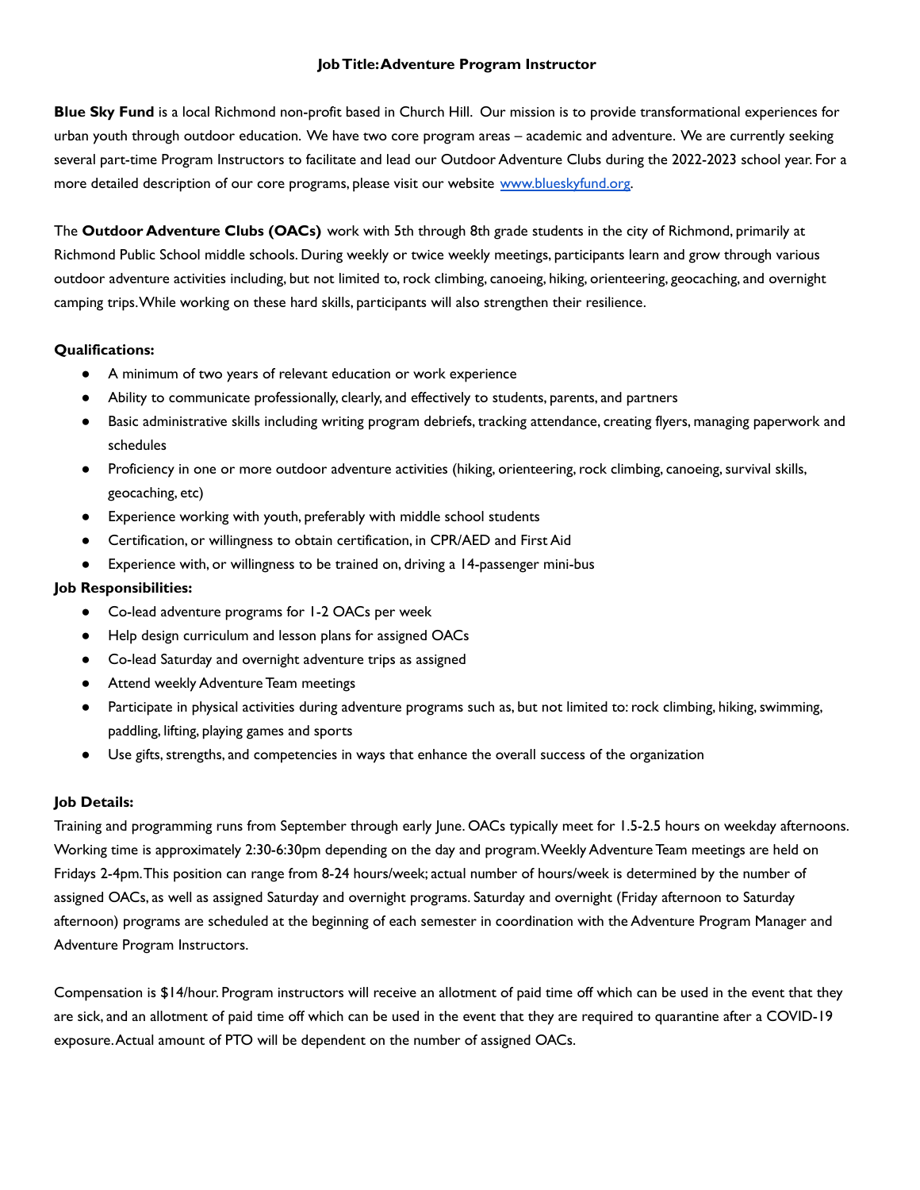# Job Title: Adventure Program Instructor

**Blue Sky Fund** is a local Richmond non-profit based in Church Hill. Our mission is to provide transformational experiences for urban youth through outdoor education. We have two core program areas – academic and adventure. We are currently seeking several part-time Program Instructors to facilitate and lead our Outdoor Adventure Clubs during the 2022-2023 school year. For a more detailed description of our core programs, please visit our website [www.blueskyfund.org](http://www.blueskyfund.org).

The **Outdoor Adventure Clubs (OACs)** work with 5th through 8th grade students in the city of Richmond, primarily at Richmond Public School middle schools. During weekly or twice weekly meetings, participants learn and grow through various outdoor adventure activities including, but not limited to, rock climbing, canoeing, hiking, orienteering, geocaching, and overnight camping trips. While working on these hard skills, participants will also strengthen their resilience.

**Qualifications:**

- A minimum of two years of relevant education or work experience
- Ability to communicate professionally, clearly, and effectively to students, parents, and partners
- Basic administrative skills including writing program debriefs, tracking attendance, creating flyers, managing paperwork and schedules
- Proficiency in one or more outdoor adventure activities (hiking, orienteering, rock climbing, canoeing, survival skills, geocaching, etc)
- Experience working with youth, preferably with middle school students
- Certification, or willingness to obtain certification, in CPR/AED and First Aid
- Experience with, or willingness to be trained on, driving a 14-passenger mini-bus

**Job Responsibilities:**

- Co-lead adventure programs for 1-2 OACs per week
- Help design curriculum and lesson plans for assigned OACs
- Co-lead Saturday and overnight adventure trips as assigned
- Attend weekly Adventure Team meetings
- Participate in physical activities during adventure programs such as, but not limited to: rock climbing, hiking, swimming, paddling, lifting, playing games and sports
- Use gifts, strengths, and competencies in ways that enhance the overall success of the organization

**Job Details:**

Training and programming runs from September through early June. OACs typically meet for 1.5-2.5 hours on weekday afternoons. Working time is approximately 2:30-6:30pm depending on the day and program. Weekly Adventure Team meetings are held on Fridays 2-4pm. This position can range from 8-24 hours/week; actual number of hours/week is determined by the number of assigned OACs, as well as assigned Saturday and overnight programs. Saturday and overnight (Friday afternoon to Saturday afternoon) programs are scheduled at the beginning of each semester in coordination with the Adventure Program Manager and Adventure Program Instructors.

Compensation is $14/hour. Program instructors will receive an allotment of paid time off which can be used in the event that they are sick, and an allotment of paid time off which can be used in the event that they are required to quarantine after a COVID-19 exposure. Actual amount of PTO will be dependent on the number of assigned OACs.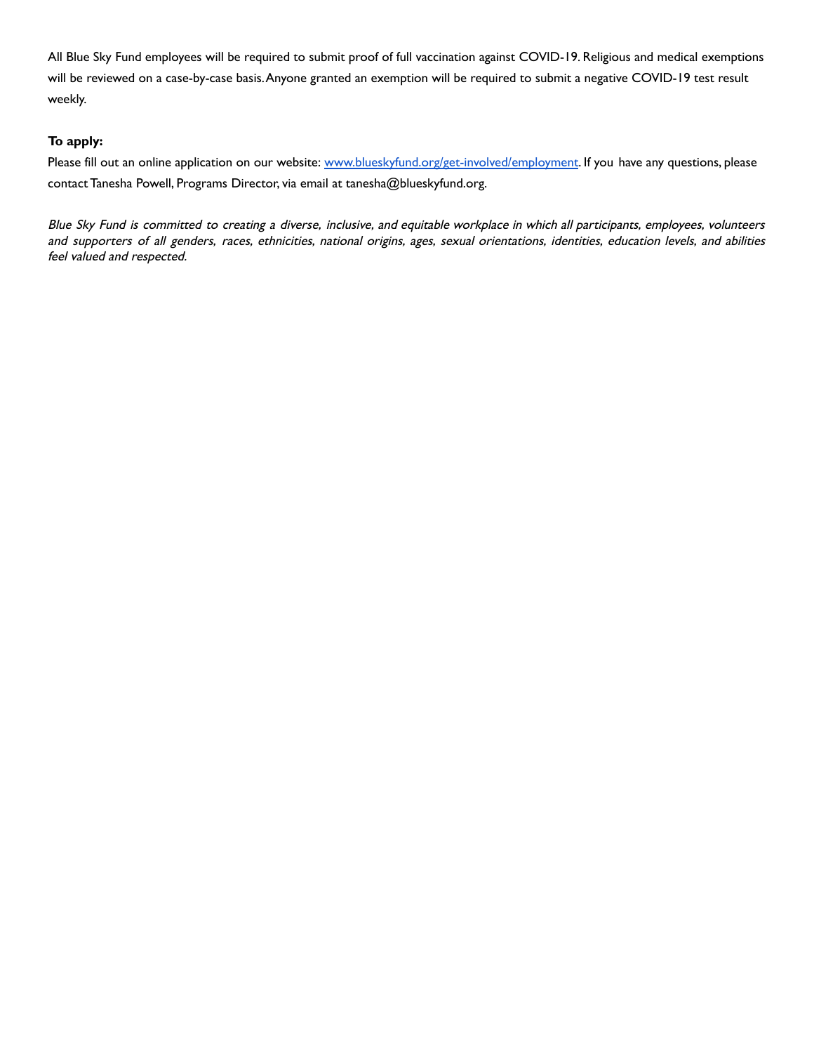All Blue Sky Fund employees will be required to submit proof of full vaccination against COVID-19. Religious and medical exemptions will be reviewed on a case-by-case basis. Anyone granted an exemption will be required to submit a negative COVID-19 test result weekly.

**To apply:**

Please fill out an online application on our website: [www.blueskyfund.org/get-involved/employment](www.blueskyfund.org/get-involved/employment). If you have any questions, please contact Tanesha Powell, Programs Director, via email at tanesha@blueskyfund.org.

*Blue Sky Fund is committed to creating a diverse, inclusive, and equitable workplace in which all participants, employees, volunteers and supporters of all genders, races, ethnicities, national origins, ages, sexual orientations, identities, education levels, and abilities feel valued and respected.*